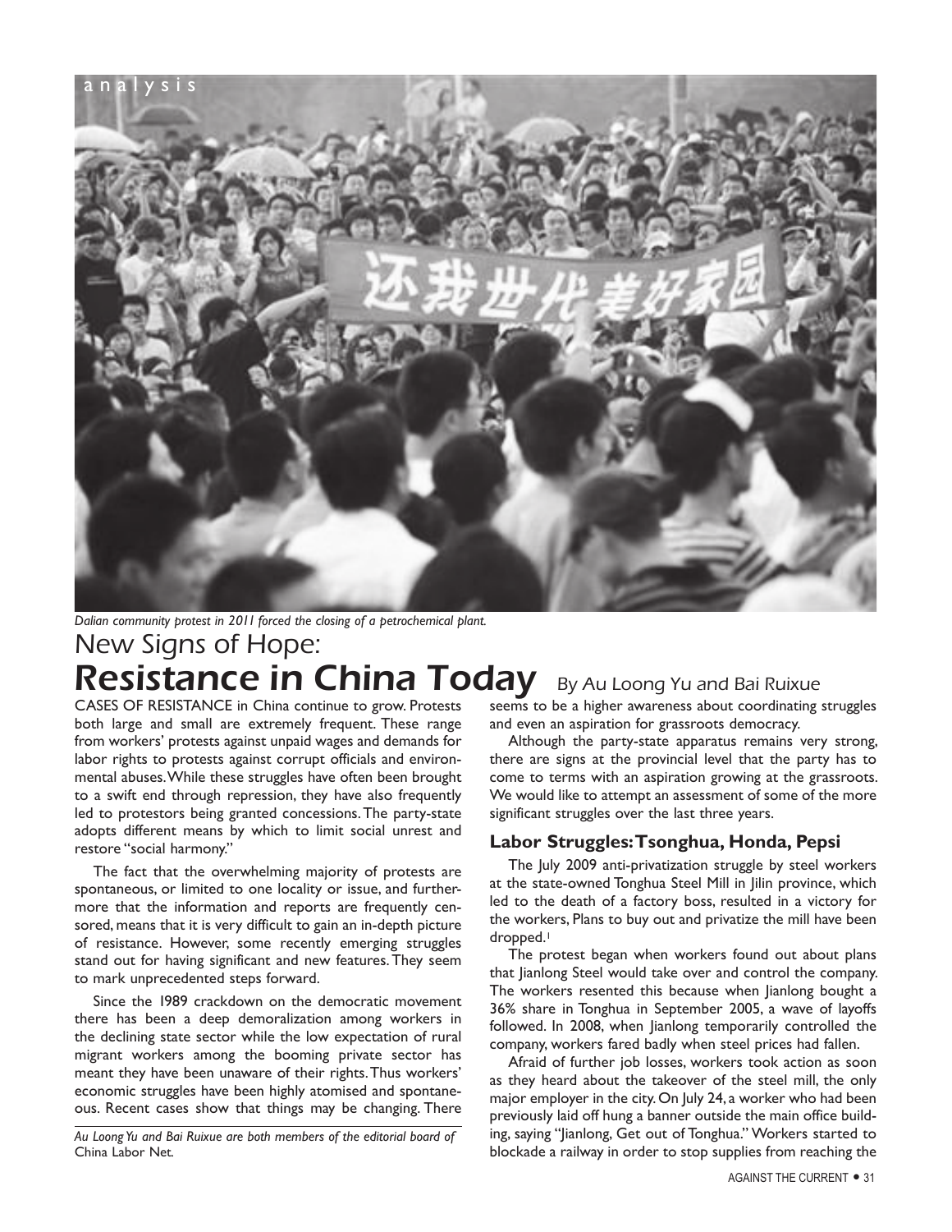analysis

*Dalian community protest in 2011 forced the closing of a petrochemical plant.*

# New Signs of Hope: Resistance in China Today

By Au Loong Yu and Bai Ruixue

CASES OF RESISTANCE in China continue to grow. Protests both large and small are extremely frequent. These range from workers' protests against unpaid wages and demands for labor rights to protests against corrupt officials and environmental abuses. While these struggles have often been brought to a swift end through repression, they have also frequently led to protestors being granted concessions. The party-state adopts different means by which to limit social unrest and restore "social harmony."

The fact that the overwhelming majority of protests are spontaneous, or limited to one locality or issue, and furthermore that the information and reports are frequently censored, means that it is very difficult to gain an in-depth picture of resistance. However, some recently emerging struggles stand out for having significant and new features. They seem to mark unprecedented steps forward.

Since the 1989 crackdown on the democratic movement there has been a deep demoralization among workers in the declining state sector while the low expectation of rural migrant workers among the booming private sector has meant they have been unaware of their rights. Thus workers' economic struggles have been highly atomised and spontaneous. Recent cases show that things may be changing. There seems to be a higher awareness about coordinating struggles and even an aspiration for grassroots democracy.

Although the party-state apparatus remains very strong, there are signs at the provincial level that the party has to come to terms with an aspiration growing at the grassroots. We would like to attempt an assessment of some of the more significant struggles over the last three years.

*Au Loong Yu and Bai Ruixue are both members of the editorial board of* China Labor Net.

## Labor Struggles: Tsonghua, Honda, Pepsi

The July 2009 anti-privatization struggle by steel workers at the state-owned Tonghua Steel Mill in Jilin province, which led to the death of a factory boss, resulted in a victory for the workers, Plans to buy out and privatize the mill have been dropped.[1]

The protest began when workers found out about plans that Jianlong Steel would take over and control the company. The workers resented this because when Jianlong bought a 36% share in Tonghua in September 2005, a wave of layoffs followed. In 2008, when Jianlong temporarily controlled the company, workers fared badly when steel prices had fallen.

Afraid of further job losses, workers took action as soon as they heard about the takeover of the steel mill, the only major employer in the city. On July 24, a worker who had been previously laid off hung a banner outside the main office building, saying "Jianlong, Get out of Tonghua." Workers started to blockade a railway in order to stop supplies from reaching the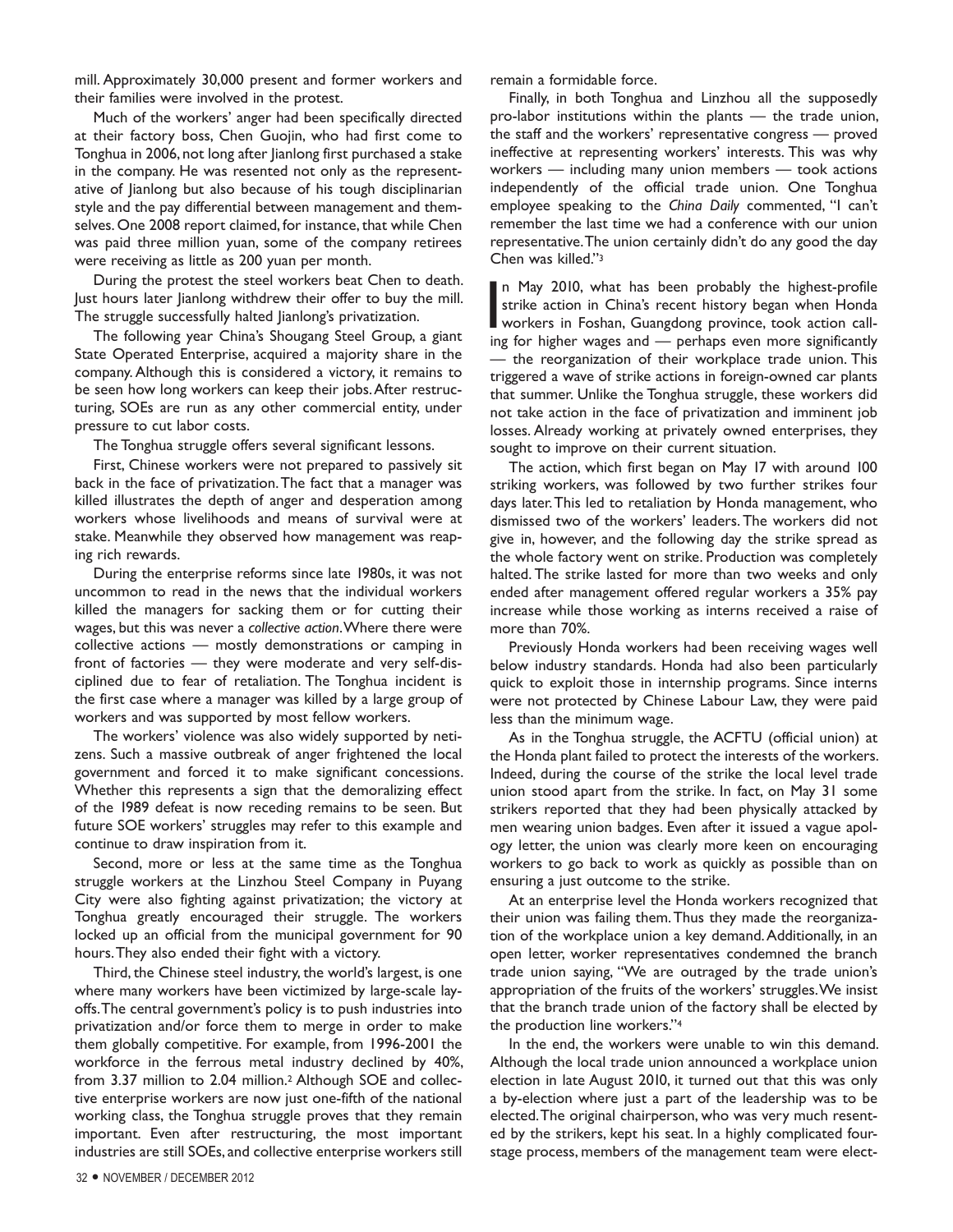mill. Approximately 30,000 present and former workers and their families were involved in the protest.

Much of the workers' anger had been specifically directed at their factory boss, Chen Guojin, who had first come to Tonghua in 2006, not long after Jianlong first purchased a stake in the company. He was resented not only as the representative of Jianlong but also because of his tough disciplinarian style and the pay differential between management and themselves. One 2008 report claimed, for instance, that while Chen was paid three million yuan, some of the company retirees were receiving as little as 200 yuan per month.

During the protest the steel workers beat Chen to death. Just hours later Jianlong withdrew their offer to buy the mill. The struggle successfully halted Jianlong's privatization.

The following year China's Shougang Steel Group, a giant State Operated Enterprise, acquired a majority share in the company. Although this is considered a victory, it remains to be seen how long workers can keep their jobs. After restructuring, SOEs are run as any other commercial entity, under pressure to cut labor costs.

The Tonghua struggle offers several significant lessons.

First, Chinese workers were not prepared to passively sit back in the face of privatization. The fact that a manager was killed illustrates the depth of anger and desperation among workers whose livelihoods and means of survival were at stake. Meanwhile they observed how management was reaping rich rewards.

During the enterprise reforms since late 1980s, it was not uncommon to read in the news that the individual workers killed the managers for sacking them or for cutting their wages, but this was never a *collective action*. Where there were collective actions — mostly demonstrations or camping in front of factories — they were moderate and very self-disciplined due to fear of retaliation. The Tonghua incident is the first case where a manager was killed by a large group of workers and was supported by most fellow workers.

The workers' violence was also widely supported by netizens. Such a massive outbreak of anger frightened the local government and forced it to make significant concessions. Whether this represents a sign that the demoralizing effect of the 1989 defeat is now receding remains to be seen. But future SOE workers' struggles may refer to this example and continue to draw inspiration from it.

Second, more or less at the same time as the Tonghua struggle workers at the Linzhou Steel Company in Puyang City were also fighting against privatization; the victory at Tonghua greatly encouraged their struggle. The workers locked up an official from the municipal government for 90 hours. They also ended their fight with a victory.

Third, the Chinese steel industry, the world's largest, is one where many workers have been victimized by large-scale layoffs. The central government's policy is to push industries into privatization and/or force them to merge in order to make them globally competitive. For example, from 1996-2001 the workforce in the ferrous metal industry declined by 40%, from 3.37 million to 2.04 million.[2] Although SOE and collective enterprise workers are now just one-fifth of the national working class, the Tonghua struggle proves that they remain important. Even after restructuring, the most important industries are still SOEs, and collective enterprise workers still remain a formidable force.

Finally, in both Tonghua and Linzhou all the supposedly pro-labor institutions within the plants — the trade union, the staff and the workers' representative congress — proved ineffective at representing workers' interests. This was why workers — including many union members — took actions independently of the official trade union. One Tonghua employee speaking to the *China Daily* commented, "I can't remember the last time we had a conference with our union representative. The union certainly didn't do any good the day Chen was killed."[3]

In May 2010, what has been probably the highest-profile strike action in China's recent history began when Honda workers in Foshan, Guangdong province, took action calling for higher wages and — perhaps even more significantly — the reorganization of their workplace trade union. This triggered a wave of strike actions in foreign-owned car plants that summer. Unlike the Tonghua struggle, these workers did not take action in the face of privatization and imminent job losses. Already working at privately owned enterprises, they sought to improve on their current situation.

The action, which first began on May 17 with around 100 striking workers, was followed by two further strikes four days later. This led to retaliation by Honda management, who dismissed two of the workers' leaders. The workers did not give in, however, and the following day the strike spread as the whole factory went on strike. Production was completely halted. The strike lasted for more than two weeks and only ended after management offered regular workers a 35% pay increase while those working as interns received a raise of more than 70%.

Previously Honda workers had been receiving wages well below industry standards. Honda had also been particularly quick to exploit those in internship programs. Since interns were not protected by Chinese Labour Law, they were paid less than the minimum wage.

As in the Tonghua struggle, the ACFTU (official union) at the Honda plant failed to protect the interests of the workers. Indeed, during the course of the strike the local level trade union stood apart from the strike. In fact, on May 31 some strikers reported that they had been physically attacked by men wearing union badges. Even after it issued a vague apology letter, the union was clearly more keen on encouraging workers to go back to work as quickly as possible than on ensuring a just outcome to the strike.

At an enterprise level the Honda workers recognized that their union was failing them. Thus they made the reorganization of the workplace union a key demand. Additionally, in an open letter, worker representatives condemned the branch trade union saying, "We are outraged by the trade union's appropriation of the fruits of the workers' struggles. We insist that the branch trade union of the factory shall be elected by the production line workers."[4]

In the end, the workers were unable to win this demand. Although the local trade union announced a workplace union election in late August 2010, it turned out that this was only a by-election where just a part of the leadership was to be elected. The original chairperson, who was very much resented by the strikers, kept his seat. In a highly complicated four-stage process, members of the management team were elect-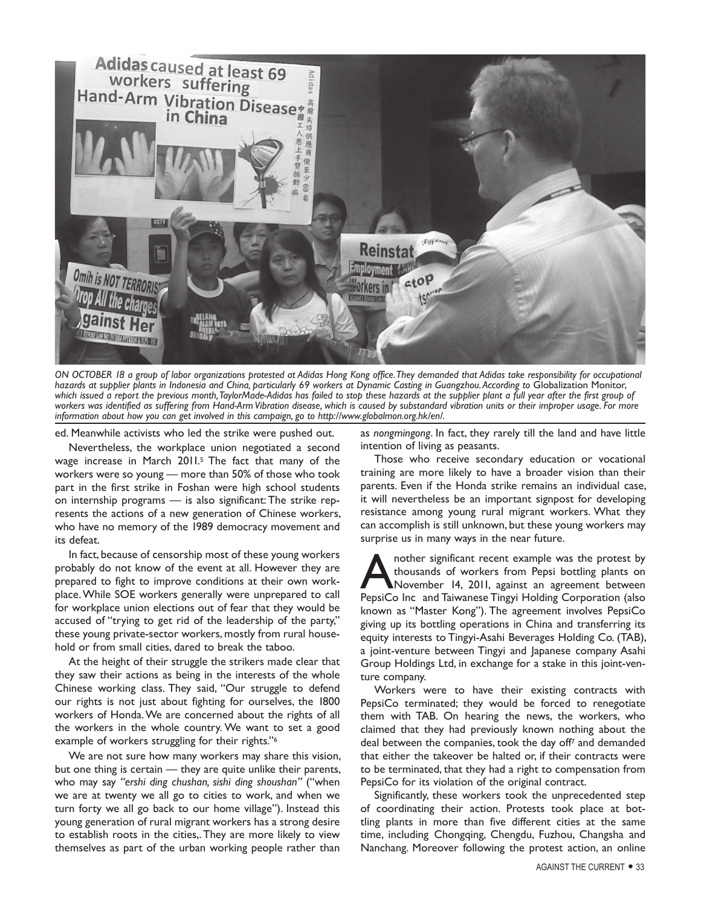*ON OCTOBER 18 a group of labor organizations protested at Adidas Hong Kong office. They demanded that Adidas take responsibility for occupational hazards at supplier plants in Indonesia and China, particularly 69 workers at Dynamic Casting in Guangzhou. According to* Globalization Monitor, *which issued a report the previous month, TaylorMade-Adidas has failed to stop these hazards at the supplier plant a full year after the first group of workers was identified as suffering from Hand-Arm Vibration disease, which is caused by substandard vibration units or their improper usage. For more information about how you can get involved in this campaign, go to http://www.globalmon.org.hk/en/.*

ed. Meanwhile activists who led the strike were pushed out.

Nevertheless, the workplace union negotiated a second wage increase in March 2011.[5] The fact that many of the workers were so young — more than 50% of those who took part in the first strike in Foshan were high school students on internship programs — is also significant: The strike represents the actions of a new generation of Chinese workers, who have no memory of the 1989 democracy movement and its defeat.

In fact, because of censorship most of these young workers probably do not know of the event at all. However they are prepared to fight to improve conditions at their own workplace. While SOE workers generally were unprepared to call for workplace union elections out of fear that they would be accused of "trying to get rid of the leadership of the party," these young private-sector workers, mostly from rural household or from small cities, dared to break the taboo.

At the height of their struggle the strikers made clear that they saw their actions as being in the interests of the whole Chinese working class. They said, "Our struggle to defend our rights is not just about fighting for ourselves, the 1800 workers of Honda. We are concerned about the rights of all the workers in the whole country. We want to set a good example of workers struggling for their rights."[6]

We are not sure how many workers may share this vision, but one thing is certain — they are quite unlike their parents, who may say *"ershi ding chushan, sishi ding shoushan"* ("when we are at twenty we all go to cities to work, and when we turn forty we all go back to our home village"). Instead this young generation of rural migrant workers has a strong desire to establish roots in the cities,. They are more likely to view themselves as part of the urban working people rather than as *nongmingong*. In fact, they rarely till the land and have little intention of living as peasants.

Those who receive secondary education or vocational training are more likely to have a broader vision than their parents. Even if the Honda strike remains an individual case, it will nevertheless be an important signpost for developing resistance among young rural migrant workers. What they can accomplish is still unknown, but these young workers may surprise us in many ways in the near future.

Another significant recent example was the protest by thousands of workers from Pepsi bottling plants on November 14, 2011, against an agreement between PepsiCo Inc and Taiwanese Tingyi Holding Corporation (also known as "Master Kong"). The agreement involves PepsiCo giving up its bottling operations in China and transferring its equity interests to Tingyi-Asahi Beverages Holding Co. (TAB), a joint-venture between Tingyi and Japanese company Asahi Group Holdings Ltd, in exchange for a stake in this joint-venture company.

Workers were to have their existing contracts with PepsiCo terminated; they would be forced to renegotiate them with TAB. On hearing the news, the workers, who claimed that they had previously known nothing about the deal between the companies, took the day off[7] and demanded that either the takeover be halted or, if their contracts were to be terminated, that they had a right to compensation from PepsiCo for its violation of the original contract.

Significantly, these workers took the unprecedented step of coordinating their action. Protests took place at bottling plants in more than five different cities at the same time, including Chongqing, Chengdu, Fuzhou, Changsha and Nanchang. Moreover following the protest action, an online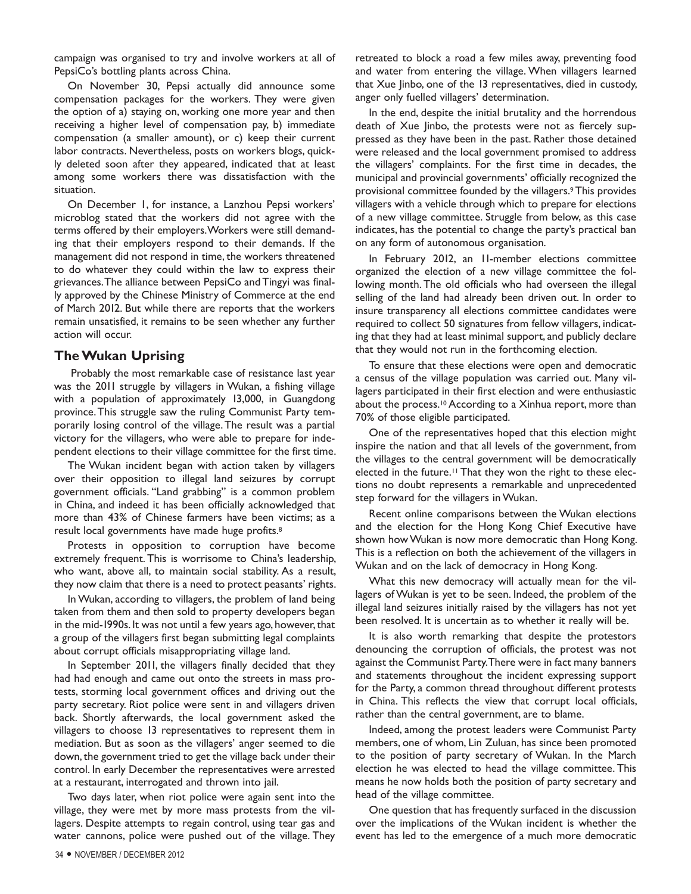campaign was organised to try and involve workers at all of PepsiCo's bottling plants across China.

On November 30, Pepsi actually did announce some compensation packages for the workers. They were given the option of a) staying on, working one more year and then receiving a higher level of compensation pay, b) immediate compensation (a smaller amount), or c) keep their current labor contracts. Nevertheless, posts on workers blogs, quickly deleted soon after they appeared, indicated that at least among some workers there was dissatisfaction with the situation.

On December 1, for instance, a Lanzhou Pepsi workers' microblog stated that the workers did not agree with the terms offered by their employers. Workers were still demanding that their employers respond to their demands. If the management did not respond in time, the workers threatened to do whatever they could within the law to express their grievances. The alliance between PepsiCo and Tingyi was finally approved by the Chinese Ministry of Commerce at the end of March 2012. But while there are reports that the workers remain unsatisfied, it remains to be seen whether any further action will occur.

## The Wukan Uprising

Probably the most remarkable case of resistance last year was the 2011 struggle by villagers in Wukan, a fishing village with a population of approximately 13,000, in Guangdong province. This struggle saw the ruling Communist Party temporarily losing control of the village. The result was a partial victory for the villagers, who were able to prepare for independent elections to their village committee for the first time.

The Wukan incident began with action taken by villagers over their opposition to illegal land seizures by corrupt government officials. "Land grabbing" is a common problem in China, and indeed it has been officially acknowledged that more than 43% of Chinese farmers have been victims; as a result local governments have made huge profits.[8]

Protests in opposition to corruption have become extremely frequent. This is worrisome to China's leadership, who want, above all, to maintain social stability. As a result, they now claim that there is a need to protect peasants' rights.

In Wukan, according to villagers, the problem of land being taken from them and then sold to property developers began in the mid-1990s. It was not until a few years ago, however, that a group of the villagers first began submitting legal complaints about corrupt officials misappropriating village land.

In September 2011, the villagers finally decided that they had had enough and came out onto the streets in mass protests, storming local government offices and driving out the party secretary. Riot police were sent in and villagers driven back. Shortly afterwards, the local government asked the villagers to choose 13 representatives to represent them in mediation. But as soon as the villagers' anger seemed to die down, the government tried to get the village back under their control. In early December the representatives were arrested at a restaurant, interrogated and thrown into jail.

Two days later, when riot police were again sent into the village, they were met by more mass protests from the villagers. Despite attempts to regain control, using tear gas and water cannons, police were pushed out of the village. They retreated to block a road a few miles away, preventing food and water from entering the village. When villagers learned that Xue Jinbo, one of the 13 representatives, died in custody, anger only fuelled villagers' determination.

In the end, despite the initial brutality and the horrendous death of Xue Jinbo, the protests were not as fiercely suppressed as they have been in the past. Rather those detained were released and the local government promised to address the villagers' complaints. For the first time in decades, the municipal and provincial governments' officially recognized the provisional committee founded by the villagers.[9] This provides villagers with a vehicle through which to prepare for elections of a new village committee. Struggle from below, as this case indicates, has the potential to change the party's practical ban on any form of autonomous organisation.

In February 2012, an 11-member elections committee organized the election of a new village committee the following month. The old officials who had overseen the illegal selling of the land had already been driven out. In order to insure transparency all elections committee candidates were required to collect 50 signatures from fellow villagers, indicating that they had at least minimal support, and publicly declare that they would not run in the forthcoming election.

To ensure that these elections were open and democratic a census of the village population was carried out. Many villagers participated in their first election and were enthusiastic about the process.[10] According to a Xinhua report, more than 70% of those eligible participated.

One of the representatives hoped that this election might inspire the nation and that all levels of the government, from the villages to the central government will be democratically elected in the future.[11] That they won the right to these elections no doubt represents a remarkable and unprecedented step forward for the villagers in Wukan.

Recent online comparisons between the Wukan elections and the election for the Hong Kong Chief Executive have shown how Wukan is now more democratic than Hong Kong. This is a reflection on both the achievement of the villagers in Wukan and on the lack of democracy in Hong Kong.

What this new democracy will actually mean for the villagers of Wukan is yet to be seen. Indeed, the problem of the illegal land seizures initially raised by the villagers has not yet been resolved. It is uncertain as to whether it really will be.

It is also worth remarking that despite the protestors denouncing the corruption of officials, the protest was not against the Communist Party. There were in fact many banners and statements throughout the incident expressing support for the Party, a common thread throughout different protests in China. This reflects the view that corrupt local officials, rather than the central government, are to blame.

Indeed, among the protest leaders were Communist Party members, one of whom, Lin Zuluan, has since been promoted to the position of party secretary of Wukan. In the March election he was elected to head the village committee. This means he now holds both the position of party secretary and head of the village committee.

One question that has frequently surfaced in the discussion over the implications of the Wukan incident is whether the event has led to the emergence of a much more democratic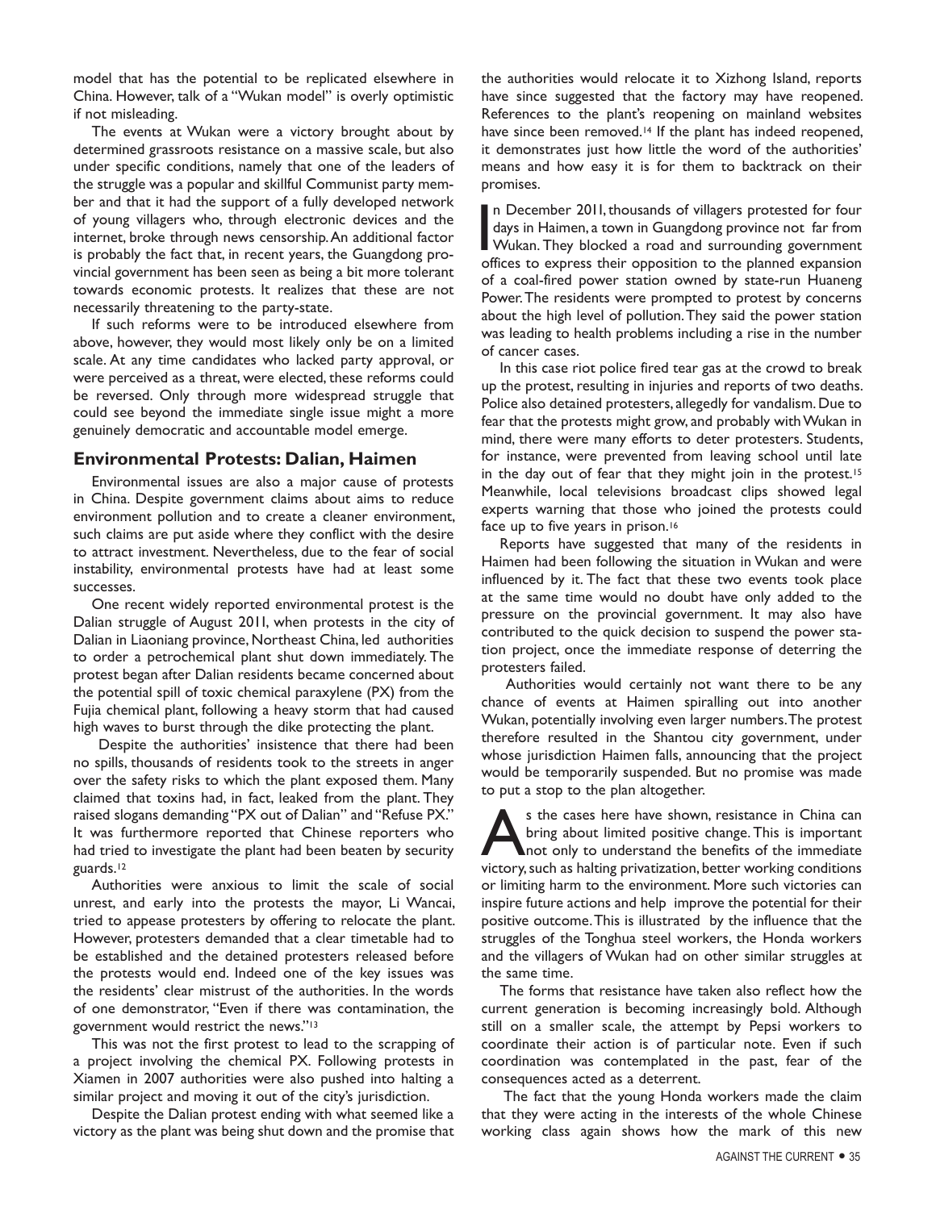model that has the potential to be replicated elsewhere in China. However, talk of a "Wukan model" is overly optimistic if not misleading.

The events at Wukan were a victory brought about by determined grassroots resistance on a massive scale, but also under specific conditions, namely that one of the leaders of the struggle was a popular and skillful Communist party member and that it had the support of a fully developed network of young villagers who, through electronic devices and the internet, broke through news censorship. An additional factor is probably the fact that, in recent years, the Guangdong provincial government has been seen as being a bit more tolerant towards economic protests. It realizes that these are not necessarily threatening to the party-state.

If such reforms were to be introduced elsewhere from above, however, they would most likely only be on a limited scale. At any time candidates who lacked party approval, or were perceived as a threat, were elected, these reforms could be reversed. Only through more widespread struggle that could see beyond the immediate single issue might a more genuinely democratic and accountable model emerge.

## Environmental Protests: Dalian, Haimen

Environmental issues are also a major cause of protests in China. Despite government claims about aims to reduce environment pollution and to create a cleaner environment, such claims are put aside where they conflict with the desire to attract investment. Nevertheless, due to the fear of social instability, environmental protests have had at least some successes.

One recent widely reported environmental protest is the Dalian struggle of August 2011, when protests in the city of Dalian in Liaoniang province, Northeast China, led authorities to order a petrochemical plant shut down immediately. The protest began after Dalian residents became concerned about the potential spill of toxic chemical paraxylene (PX) from the Fujia chemical plant, following a heavy storm that had caused high waves to burst through the dike protecting the plant.

Despite the authorities' insistence that there had been no spills, thousands of residents took to the streets in anger over the safety risks to which the plant exposed them. Many claimed that toxins had, in fact, leaked from the plant. They raised slogans demanding "PX out of Dalian" and "Refuse PX." It was furthermore reported that Chinese reporters who had tried to investigate the plant had been beaten by security guards.[12]

Authorities were anxious to limit the scale of social unrest, and early into the protests the mayor, Li Wancai, tried to appease protesters by offering to relocate the plant. However, protesters demanded that a clear timetable had to be established and the detained protesters released before the protests would end. Indeed one of the key issues was the residents' clear mistrust of the authorities. In the words of one demonstrator, "Even if there was contamination, the government would restrict the news."[13]

This was not the first protest to lead to the scrapping of a project involving the chemical PX. Following protests in Xiamen in 2007 authorities were also pushed into halting a similar project and moving it out of the city's jurisdiction.

Despite the Dalian protest ending with what seemed like a victory as the plant was being shut down and the promise that the authorities would relocate it to Xizhong Island, reports have since suggested that the factory may have reopened. References to the plant's reopening on mainland websites have since been removed.[14] If the plant has indeed reopened, it demonstrates just how little the word of the authorities' means and how easy it is for them to backtrack on their promises.

In December 2011, thousands of villagers protested for four days in Haimen, a town in Guangdong province not far from Wukan. They blocked a road and surrounding government offices to express their opposition to the planned expansion of a coal-fired power station owned by state-run Huaneng Power. The residents were prompted to protest by concerns about the high level of pollution. They said the power station was leading to health problems including a rise in the number of cancer cases.

In this case riot police fired tear gas at the crowd to break up the protest, resulting in injuries and reports of two deaths. Police also detained protesters, allegedly for vandalism. Due to fear that the protests might grow, and probably with Wukan in mind, there were many efforts to deter protesters. Students, for instance, were prevented from leaving school until late in the day out of fear that they might join in the protest.[15] Meanwhile, local televisions broadcast clips showed legal experts warning that those who joined the protests could face up to five years in prison.[16]

Reports have suggested that many of the residents in Haimen had been following the situation in Wukan and were influenced by it. The fact that these two events took place at the same time would no doubt have only added to the pressure on the provincial government. It may also have contributed to the quick decision to suspend the power station project, once the immediate response of deterring the protesters failed.

Authorities would certainly not want there to be any chance of events at Haimen spiralling out into another Wukan, potentially involving even larger numbers. The protest therefore resulted in the Shantou city government, under whose jurisdiction Haimen falls, announcing that the project would be temporarily suspended. But no promise was made to put a stop to the plan altogether.

As the cases here have shown, resistance in China can bring about limited positive change. This is important not only to understand the benefits of the immediate victory, such as halting privatization, better working conditions or limiting harm to the environment. More such victories can inspire future actions and help improve the potential for their positive outcome. This is illustrated by the influence that the struggles of the Tonghua steel workers, the Honda workers and the villagers of Wukan had on other similar struggles at the same time.

The forms that resistance have taken also reflect how the current generation is becoming increasingly bold. Although still on a smaller scale, the attempt by Pepsi workers to coordinate their action is of particular note. Even if such coordination was contemplated in the past, fear of the consequences acted as a deterrent.

The fact that the young Honda workers made the claim that they were acting in the interests of the whole Chinese working class again shows how the mark of this new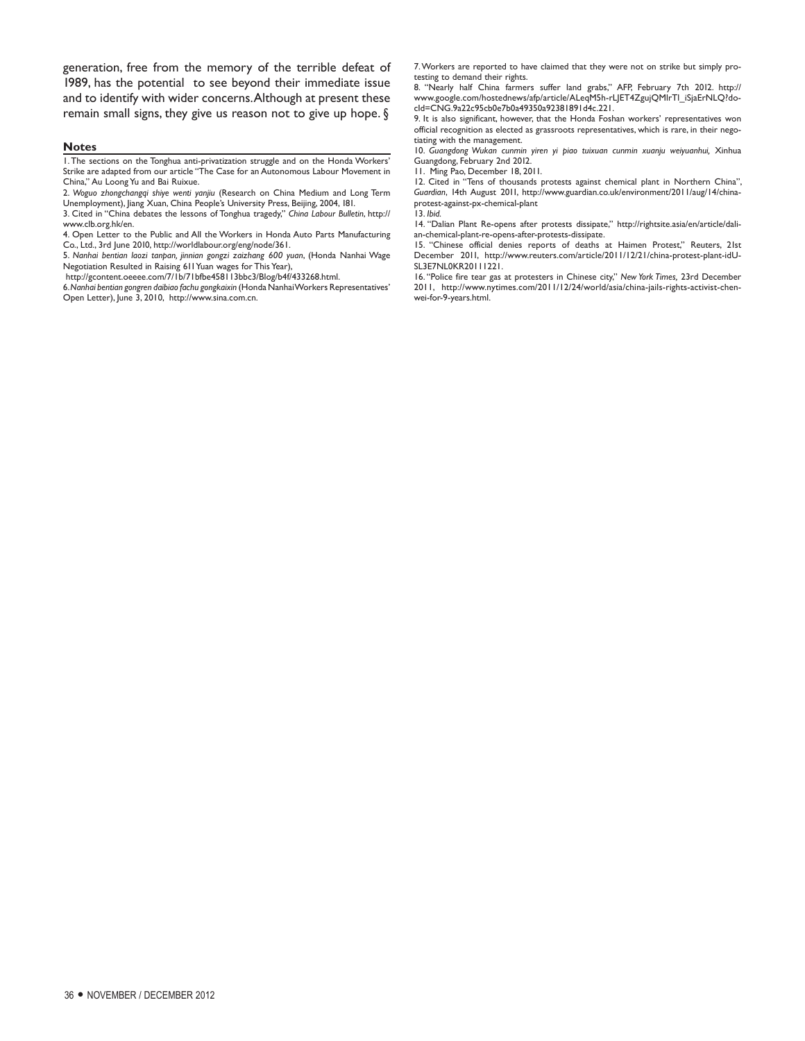generation, free from the memory of the terrible defeat of 1989, has the potential to see beyond their immediate issue and to identify with wider concerns. Although at present these remain small signs, they give us reason not to give up hope. §

## Notes

1. The sections on the Tonghua anti-privatization struggle and on the Honda Workers' Strike are adapted from our article "The Case for an Autonomous Labour Movement in China," Au Loong Yu and Bai Ruixue.

2. *Woguo zhongchangqi shiye wenti yanjiu* (Research on China Medium and Long Term Unemployment), Jiang Xuan, China People's University Press, Beijing, 2004, 181.

3. Cited in "China debates the lessons of Tonghua tragedy," *China Labour Bulletin*, http://www.clb.org.hk/en.

4. Open Letter to the Public and All the Workers in Honda Auto Parts Manufacturing Co., Ltd., 3rd June 2010, http://worldlabour.org/eng/node/361.

5. *Nanhai bentian laozi tanpan, jinnian gongzi zaizhang 600 yuan*, (Honda Nanhai Wage Negotiation Resulted in Raising 611Yuan wages for This Year), http://gcontent.oeeee.com/7/1b/71bfbe458113bbc3/Blog/b4f/433268.html.

6. *Nanhai bentian gongren daibiao fachu gongkaixin* (Honda Nanhai Workers Representatives' Open Letter), June 3, 2010, http://www.sina.com.cn.

7. Workers are reported to have claimed that they were not on strike but simply protesting to demand their rights.

8. "Nearly half China farmers suffer land grabs," AFP, February 7th 2012. http://www.google.com/hostednews/afp/article/ALeqM5h-rLJET4ZgujQMIrTl_iSjaErNLQ?docId=CNG.9a22c95cb0e7b0a49350a92381891d4c.221.

9. It is also significant, however, that the Honda Foshan workers' representatives won official recognition as elected as grassroots representatives, which is rare, in their negotiating with the management.

10. *Guangdong Wukan cunmin yiren yi piao tuixuan cunmin xuanju weiyuanhui,* Xinhua Guangdong, February 2nd 2012.

11. Ming Pao, December 18, 2011.

12. Cited in "Tens of thousands protests against chemical plant in Northern China", *Guardian*, 14th August 2011, http://www.guardian.co.uk/environment/2011/aug/14/china-protest-against-px-chemical-plant

13. *Ibid.*

14. "Dalian Plant Re-opens after protests dissipate," http://rightsite.asia/en/article/dalian-chemical-plant-re-opens-after-protests-dissipate.

15. "Chinese official denies reports of deaths at Haimen Protest," Reuters, 21st December 2011, http://www.reuters.com/article/2011/12/21/china-protest-plant-idUSL3E7NL0KR20111221.

16. "Police fire tear gas at protesters in Chinese city," *New York Times*, 23rd December 2011, http://www.nytimes.com/2011/12/24/world/asia/china-jails-rights-activist-chen-wei-for-9-years.html.